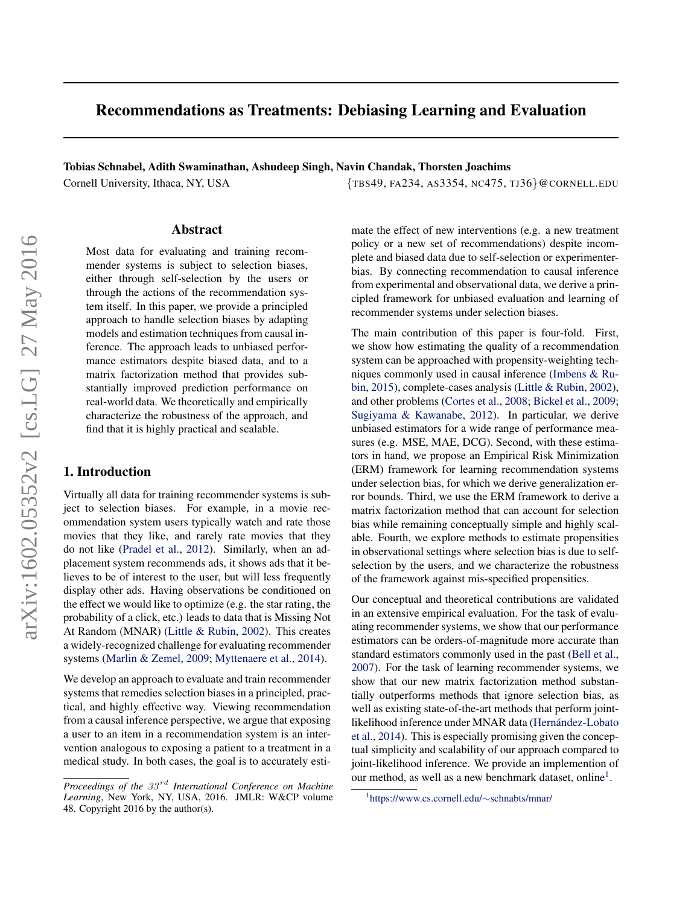# Recommendations as Treatments: Debiasing Learning and Evaluation

**Tobias Schnabel, Adith Swaminathan, Ashudeep Singh, Navin Chandak, Thorsten Joachims**

Cornell University, Ithaca, NY, USA {TBS49, FA234, AS3354, NC475, TJ36}@CORNELL.EDU

## Abstract

Most data for evaluating and training recommender systems is subject to selection biases, either through self-selection by the users or through the actions of the recommendation system itself. In this paper, we provide a principled approach to handle selection biases by adapting models and estimation techniques from causal inference. The approach leads to unbiased performance estimators despite biased data, and to a matrix factorization method that provides substantially improved prediction performance on real-world data. We theoretically and empirically characterize the robustness of the approach, and find that it is highly practical and scalable.

## 1. Introduction

Virtually all data for training recommender systems is subject to selection biases. For example, in a movie recommendation system users typically watch and rate those movies that they like, and rarely rate movies that they do not like (Pradel et al., 2012). Similarly, when an adplacement system recommends ads, it shows ads that it believes to be of interest to the user, but will less frequently display other ads. Having observations be conditioned on the effect we would like to optimize (e.g. the star rating, the probability of a click, etc.) leads to data that is Missing Not At Random (MNAR) (Little & Rubin, 2002). This creates a widely-recognized challenge for evaluating recommender systems (Marlin & Zemel, 2009; Myttenaere et al., 2014).

We develop an approach to evaluate and train recommender systems that remedies selection biases in a principled, practical, and highly effective way. Viewing recommendation from a causal inference perspective, we argue that exposing a user to an item in a recommendation system is an intervention analogous to exposing a patient to a treatment in a medical study. In both cases, the goal is to accurately estimate the effect of new interventions (e.g. a new treatment policy or a new set of recommendations) despite incomplete and biased data due to self-selection or experimenter-bias. By connecting recommendation to causal inference from experimental and observational data, we derive a principled framework for unbiased evaluation and learning of recommender systems under selection biases.

The main contribution of this paper is four-fold. First, we show how estimating the quality of a recommendation system can be approached with propensity-weighting techniques commonly used in causal inference (Imbens & Rubin, 2015), complete-cases analysis (Little & Rubin, 2002), and other problems (Cortes et al., 2008; Bickel et al., 2009; Sugiyama & Kawanabe, 2012). In particular, we derive unbiased estimators for a wide range of performance measures (e.g. MSE, MAE, DCG). Second, with these estimators in hand, we propose an Empirical Risk Minimization (ERM) framework for learning recommendation systems under selection bias, for which we derive generalization error bounds. Third, we use the ERM framework to derive a matrix factorization method that can account for selection bias while remaining conceptually simple and highly scalable. Fourth, we explore methods to estimate propensities in observational settings where selection bias is due to self-selection by the users, and we characterize the robustness of the framework against mis-specified propensities.

Our conceptual and theoretical contributions are validated in an extensive empirical evaluation. For the task of evaluating recommender systems, we show that our performance estimators can be orders-of-magnitude more accurate than standard estimators commonly used in the past (Bell et al., 2007). For the task of learning recommender systems, we show that our new matrix factorization method substantially outperforms methods that ignore selection bias, as well as existing state-of-the-art methods that perform joint-likelihood inference under MNAR data (Hernández-Lobato et al., 2014). This is especially promising given the conceptual simplicity and scalability of our approach compared to joint-likelihood inference. We provide an implemention of our method, as well as a new benchmark dataset, online[1].

*Proceedings of the 33rd International Conference on Machine Learning*, New York, NY, USA, 2016. JMLR: W&CP volume 48. Copyright 2016 by the author(s).

[1] https://www.cs.cornell.edu/∼schnabts/mnar/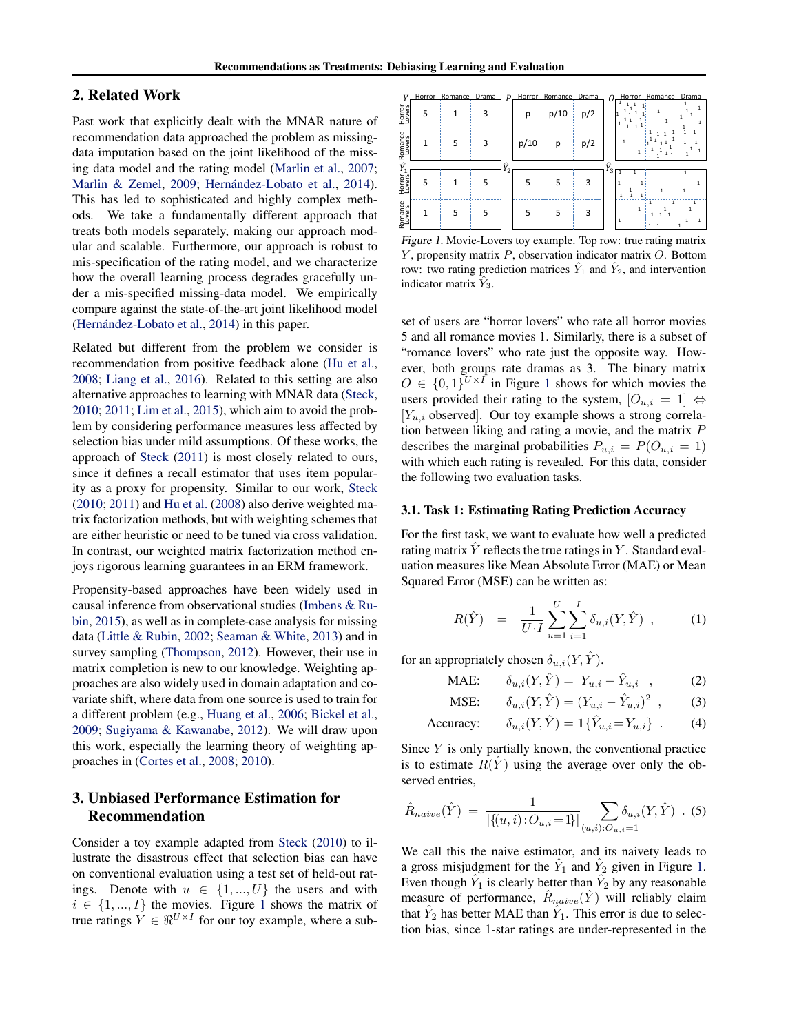## 2. Related Work

Past work that explicitly dealt with the MNAR nature of recommendation data approached the problem as missing-data imputation based on the joint likelihood of the missing data model and the rating model (Marlin et al., 2007; Marlin & Zemel, 2009; Hernández-Lobato et al., 2014). This has led to sophisticated and highly complex methods. We take a fundamentally different approach that treats both models separately, making our approach modular and scalable. Furthermore, our approach is robust to mis-specification of the rating model, and we characterize how the overall learning process degrades gracefully under a mis-specified missing-data model. We empirically compare against the state-of-the-art joint likelihood model (Hernández-Lobato et al., 2014) in this paper.

Related but different from the problem we consider is recommendation from positive feedback alone (Hu et al., 2008; Liang et al., 2016). Related to this setting are also alternative approaches to learning with MNAR data (Steck, 2010; 2011; Lim et al., 2015), which aim to avoid the problem by considering performance measures less affected by selection bias under mild assumptions. Of these works, the approach of Steck (2011) is most closely related to ours, since it defines a recall estimator that uses item popularity as a proxy for propensity. Similar to our work, Steck (2010; 2011) and Hu et al. (2008) also derive weighted matrix factorization methods, but with weighting schemes that are either heuristic or need to be tuned via cross validation. In contrast, our weighted matrix factorization method enjoys rigorous learning guarantees in an ERM framework.

Propensity-based approaches have been widely used in causal inference from observational studies (Imbens & Rubin, 2015), as well as in complete-case analysis for missing data (Little & Rubin, 2002; Seaman & White, 2013) and in survey sampling (Thompson, 2012). However, their use in matrix completion is new to our knowledge. Weighting approaches are also widely used in domain adaptation and covariate shift, where data from one source is used to train for a different problem (e.g., Huang et al., 2006; Bickel et al., 2009; Sugiyama & Kawanabe, 2012). We will draw upon this work, especially the learning theory of weighting approaches in (Cortes et al., 2008; 2010).

## 3. Unbiased Performance Estimation for Recommendation

Consider a toy example adapted from Steck (2010) to illustrate the disastrous effect that selection bias can have on conventional evaluation using a test set of held-out ratings. Denote with $u \in \{1, ..., U\}$ the users and with $i \in \{1, ..., I\}$ the movies. Figure 1 shows the matrix of true ratings $Y \in \Re^{U \times I}$ for our toy example, where a subset of users are "horror lovers" who rate all horror movies 5 and all romance movies 1. Similarly, there is a subset of "romance lovers" who rate just the opposite way. However, both groups rate dramas as 3. The binary matrix $O \in \{0,1\}^{U \times I}$ in Figure 1 shows for which movies the users provided their rating to the system, $[O_{u,i} = 1] \Leftrightarrow [Y_{u,i}$ observed$]$. Our toy example shows a strong correlation between liking and rating a movie, and the matrix $P$ describes the marginal probabilities $P_{u,i} = P(O_{u,i} = 1)$ with which each rating is revealed. For this data, consider the following two evaluation tasks.

*Figure 1.* Movie-Lovers toy example. Top row: true rating matrix $Y$, propensity matrix $P$, observation indicator matrix $O$. Bottom row: two rating prediction matrices $\hat{Y}_1$ and $\hat{Y}_2$, and intervention indicator matrix $\hat{Y}_3$.

### 3.1. Task 1: Estimating Rating Prediction Accuracy

For the first task, we want to evaluate how well a predicted rating matrix $\hat{Y}$ reflects the true ratings in $Y$. Standard evaluation measures like Mean Absolute Error (MAE) or Mean Squared Error (MSE) can be written as:

$$R(\hat{Y}) = \frac{1}{U \cdot I} \sum_{u=1}^{U} \sum_{i=1}^{I} \delta_{u,i}(Y, \hat{Y}) \ , \qquad (1)$$

for an appropriately chosen $\delta_{u,i}(Y, \hat{Y})$.

$$\text{MAE:} \qquad \delta_{u,i}(Y, \hat{Y}) = |Y_{u,i} - \hat{Y}_{u,i}| \ , \qquad (2)$$

$$\text{MSE:} \qquad \delta_{u,i}(Y, \hat{Y}) = (Y_{u,i} - \hat{Y}_{u,i})^2 \ , \qquad (3)$$

$$\text{Accuracy:} \qquad \delta_{u,i}(Y, \hat{Y}) = \mathbf{1}\{\hat{Y}_{u,i} = Y_{u,i}\} \ . \qquad (4)$$

Since $Y$ is only partially known, the conventional practice is to estimate $R(\hat{Y})$ using the average over only the observed entries,

$$\hat{R}_{naive}(\hat{Y}) = \frac{1}{|\{(u,i) : O_{u,i} = 1\}|} \sum_{(u,i):O_{u,i}=1} \delta_{u,i}(Y, \hat{Y}) \ . \ (5)$$

We call this the naive estimator, and its naivety leads to a gross misjudgment for the $\hat{Y}_1$ and $\hat{Y}_2$ given in Figure 1. Even though $\hat{Y}_1$ is clearly better than $\hat{Y}_2$ by any reasonable measure of performance, $\hat{R}_{naive}(\hat{Y})$ will reliably claim that $\hat{Y}_2$ has better MAE than $\hat{Y}_1$. This error is due to selection bias, since 1-star ratings are under-represented in the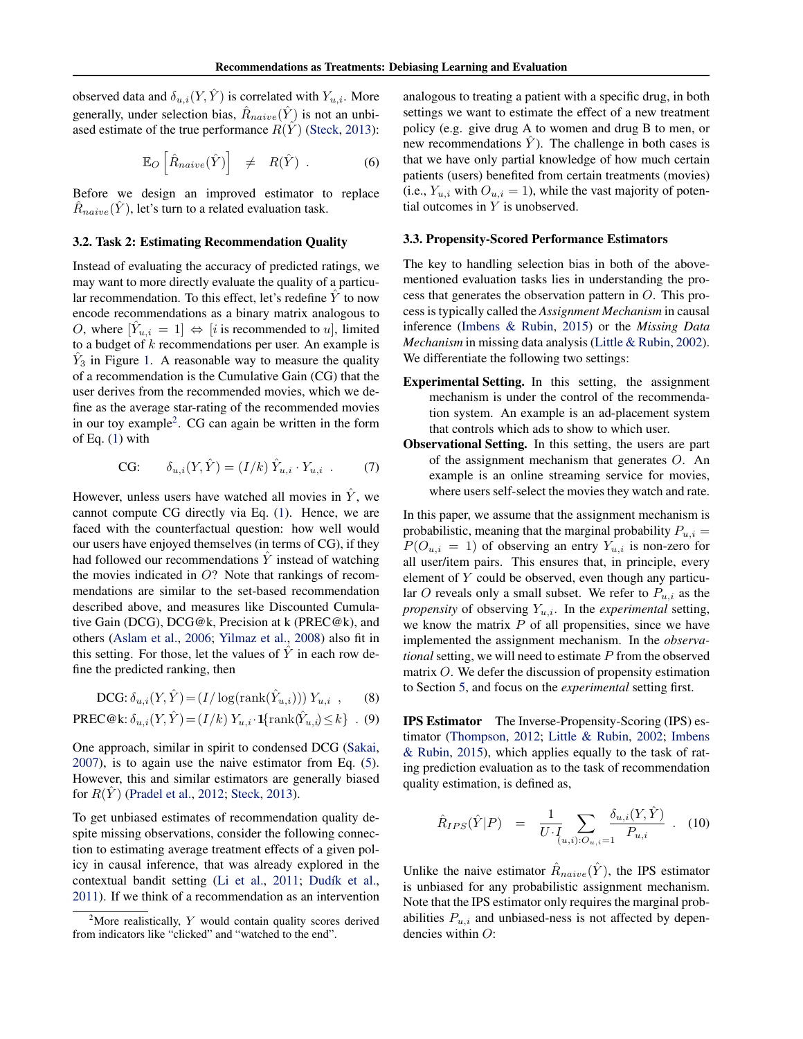observed data and $\delta_{u,i}(Y, \hat{Y})$ is correlated with $Y_{u,i}$. More generally, under selection bias, $\hat{R}_{naive}(\hat{Y})$ is not an unbiased estimate of the true performance $R(\hat{Y})$ (Steck, 2013):

$$\mathbb{E}_O\left[\hat{R}_{naive}(\hat{Y})\right] \quad \neq \quad R(\hat{Y}) \ . \tag{6}$$

Before we design an improved estimator to replace $\hat{R}_{naive}(\hat{Y})$, let's turn to a related evaluation task.

### 3.2. Task 2: Estimating Recommendation Quality

Instead of evaluating the accuracy of predicted ratings, we may want to more directly evaluate the quality of a particular recommendation. To this effect, let's redefine $\hat{Y}$ to now encode recommendations as a binary matrix analogous to $O$, where $[\hat{Y}_{u,i} = 1] \Leftrightarrow [i \text{ is recommended to } u]$, limited to a budget of $k$ recommendations per user. An example is $\hat{Y}_3$ in Figure 1. A reasonable way to measure the quality of a recommendation is the Cumulative Gain (CG) that the user derives from the recommended movies, which we define as the average star-rating of the recommended movies in our toy example[2]. CG can again be written in the form of Eq. (1) with

$$\text{CG:} \qquad \delta_{u,i}(Y, \hat{Y}) = (I/k)\, \hat{Y}_{u,i} \cdot Y_{u,i} \ . \tag{7}$$

However, unless users have watched all movies in $\hat{Y}$, we cannot compute CG directly via Eq. (1). Hence, we are faced with the counterfactual question: how well would our users have enjoyed themselves (in terms of CG), if they had followed our recommendations $\hat{Y}$ instead of watching the movies indicated in $O$? Note that rankings of recommendations are similar to the set-based recommendation described above, and measures like Discounted Cumulative Gain (DCG), DCG@k, Precision at k (PREC@k), and others (Aslam et al., 2006; Yilmaz et al., 2008) also fit in this setting. For those, let the values of $\hat{Y}$ in each row define the predicted ranking, then

$$\text{DCG: } \delta_{u,i}(Y, \hat{Y}) = (I/\log(\text{rank}(\hat{Y}_{u,i})))\, Y_{u,i} \ , \tag{8}$$

$$\text{PREC@k: } \delta_{u,i}(Y, \hat{Y}) = (I/k)\, Y_{u,i} \cdot \mathbb{1}\{\text{rank}(\hat{Y}_{u,i}) \le k\} \ . \tag{9}$$

One approach, similar in spirit to condensed DCG (Sakai, 2007), is to again use the naive estimator from Eq. (5). However, this and similar estimators are generally biased for $R(\hat{Y})$ (Pradel et al., 2012; Steck, 2013).

To get unbiased estimates of recommendation quality despite missing observations, consider the following connection to estimating average treatment effects of a given policy in causal inference, that was already explored in the contextual bandit setting (Li et al., 2011; Dudík et al., 2011). If we think of a recommendation as an intervention analogous to treating a patient with a specific drug, in both settings we want to estimate the effect of a new treatment policy (e.g. give drug A to women and drug B to men, or new recommendations $\hat{Y}$). The challenge in both cases is that we have only partial knowledge of how much certain patients (users) benefited from certain treatments (movies) (i.e., $Y_{u,i}$ with $O_{u,i} = 1$), while the vast majority of potential outcomes in $Y$ is unobserved.

[2] More realistically, $Y$ would contain quality scores derived from indicators like "clicked" and "watched to the end".

### 3.3. Propensity-Scored Performance Estimators

The key to handling selection bias in both of the above-mentioned evaluation tasks lies in understanding the process that generates the observation pattern in $O$. This process is typically called the *Assignment Mechanism* in causal inference (Imbens & Rubin, 2015) or the *Missing Data Mechanism* in missing data analysis (Little & Rubin, 2002). We differentiate the following two settings:

**Experimental Setting.** In this setting, the assignment mechanism is under the control of the recommendation system. An example is an ad-placement system that controls which ads to show to which user.

**Observational Setting.** In this setting, the users are part of the assignment mechanism that generates $O$. An example is an online streaming service for movies, where users self-select the movies they watch and rate.

In this paper, we assume that the assignment mechanism is probabilistic, meaning that the marginal probability $P_{u,i} = P(O_{u,i} = 1)$ of observing an entry $Y_{u,i}$ is non-zero for all user/item pairs. This ensures that, in principle, every element of $Y$ could be observed, even though any particular $O$ reveals only a small subset. We refer to $P_{u,i}$ as the *propensity* of observing $Y_{u,i}$. In the *experimental* setting, we know the matrix $P$ of all propensities, since we have implemented the assignment mechanism. In the *observational* setting, we will need to estimate $P$ from the observed matrix $O$. We defer the discussion of propensity estimation to Section 5, and focus on the *experimental* setting first.

**IPS Estimator** The Inverse-Propensity-Scoring (IPS) estimator (Thompson, 2012; Little & Rubin, 2002; Imbens & Rubin, 2015), which applies equally to the task of rating prediction evaluation as to the task of recommendation quality estimation, is defined as,

$$\hat{R}_{IPS}(\hat{Y}|P) \quad = \quad \frac{1}{U \cdot I} \sum_{(u,i):O_{u,i}=1} \frac{\delta_{u,i}(Y, \hat{Y})}{P_{u,i}} \ . \tag{10}$$

Unlike the naive estimator $\hat{R}_{naive}(\hat{Y})$, the IPS estimator is unbiased for any probabilistic assignment mechanism. Note that the IPS estimator only requires the marginal probabilities $P_{u,i}$ and unbiased-ness is not affected by dependencies within $O$: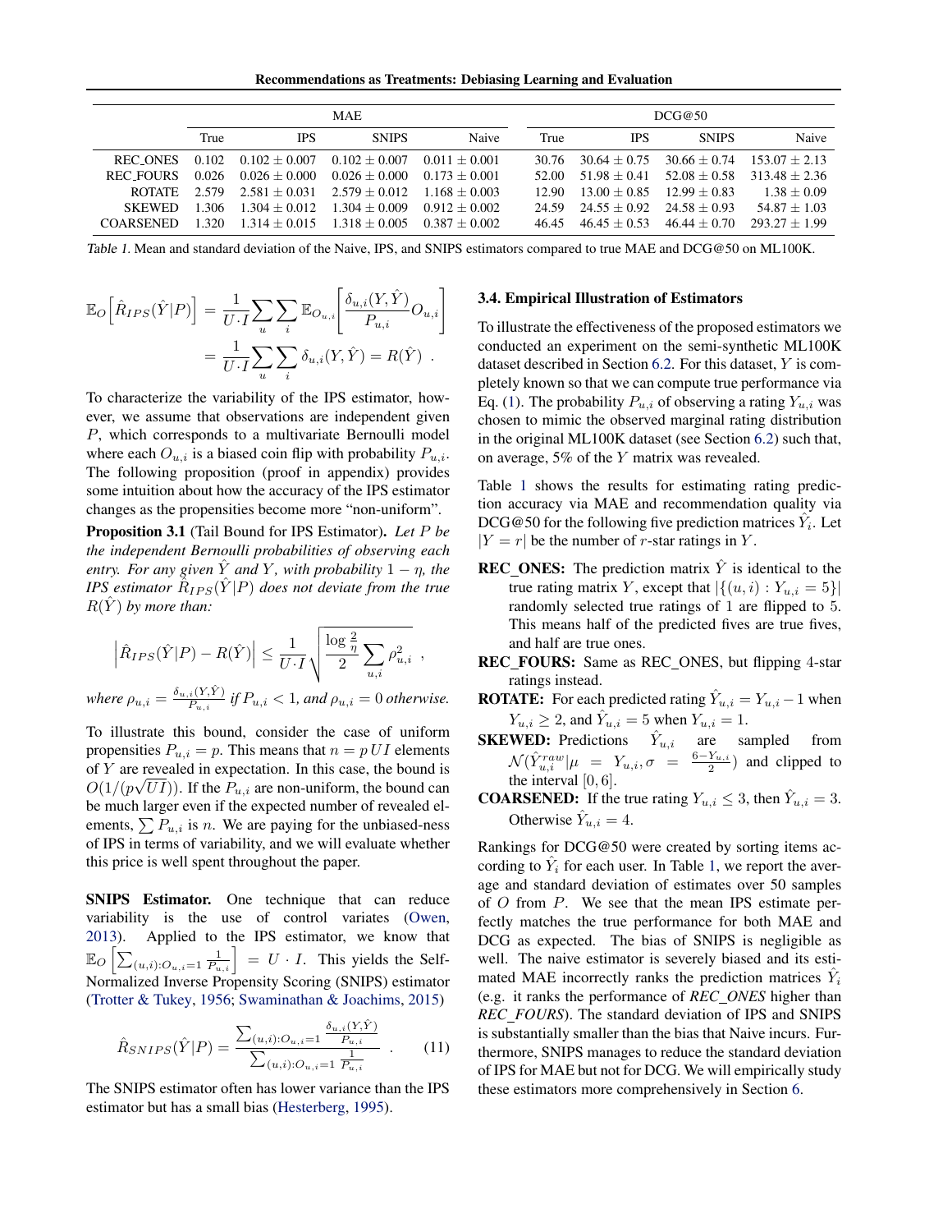| | MAE | | | | DCG@50 | | | |
|---|---|---|---|---|---|---|---|---|
| | True | IPS | SNIPS | Naive | True | IPS | SNIPS | Naive |
| REC_ONES | 0.102 | $0.102 \pm 0.007$ | $0.102 \pm 0.007$ | $0.011 \pm 0.001$ | 30.76 | $30.64 \pm 0.75$ | $30.66 \pm 0.74$ | $153.07 \pm 2.13$ |
| REC_FOURS | 0.026 | $0.026 \pm 0.000$ | $0.026 \pm 0.000$ | $0.173 \pm 0.001$ | 52.00 | $51.98 \pm 0.41$ | $52.08 \pm 0.58$ | $313.48 \pm 2.36$ |
| ROTATE | 2.579 | $2.581 \pm 0.031$ | $2.579 \pm 0.012$ | $1.168 \pm 0.003$ | 12.90 | $13.00 \pm 0.85$ | $12.99 \pm 0.83$ | $1.38 \pm 0.09$ |
| SKEWED | 1.306 | $1.304 \pm 0.012$ | $1.304 \pm 0.009$ | $0.912 \pm 0.002$ | 24.59 | $24.55 \pm 0.92$ | $24.58 \pm 0.93$ | $54.87 \pm 1.03$ |
| COARSENED | 1.320 | $1.314 \pm 0.015$ | $1.318 \pm 0.005$ | $0.387 \pm 0.002$ | 46.45 | $46.45 \pm 0.53$ | $46.44 \pm 0.70$ | $293.27 \pm 1.99$ |

*Table 1.* Mean and standard deviation of the Naive, IPS, and SNIPS estimators compared to true MAE and DCG@50 on ML100K.

$$
\begin{aligned}
\mathbb{E}_O\Big[\hat{R}_{IPS}(\hat{Y}|P)\Big] &= \frac{1}{U \cdot I}\sum_u\sum_i \mathbb{E}_{O_{u,i}}\left[\frac{\delta_{u,i}(Y,\hat{Y})}{P_{u,i}}O_{u,i}\right] \\
&= \frac{1}{U \cdot I}\sum_u\sum_i \delta_{u,i}(Y,\hat{Y}) = R(\hat{Y}) \ .
\end{aligned}
$$

To characterize the variability of the IPS estimator, however, we assume that observations are independent given $P$, which corresponds to a multivariate Bernoulli model where each $O_{u,i}$ is a biased coin flip with probability $P_{u,i}$. The following proposition (proof in appendix) provides some intuition about how the accuracy of the IPS estimator changes as the propensities become more "non-uniform".

**Proposition 3.1** (Tail Bound for IPS Estimator). *Let $P$ be the independent Bernoulli probabilities of observing each entry. For any given $\hat{Y}$ and $Y$, with probability $1-\eta$, the IPS estimator $\hat{R}_{IPS}(\hat{Y}|P)$ does not deviate from the true $R(\hat{Y})$ by more than:*

$$
\left|\hat{R}_{IPS}(\hat{Y}|P) - R(\hat{Y})\right| \le \frac{1}{U \cdot I}\sqrt{\frac{\log\frac{2}{\eta}}{2}\sum_{u,i}\rho_{u,i}^2} \ ,
$$

*where $\rho_{u,i} = \frac{\delta_{u,i}(Y,\hat{Y})}{P_{u,i}}$ if $P_{u,i} < 1$, and $\rho_{u,i} = 0$ otherwise.*

To illustrate this bound, consider the case of uniform propensities $P_{u,i} = p$. This means that $n = p\,UI$ elements of $Y$ are revealed in expectation. In this case, the bound is $O(1/(p\sqrt{UI}))$. If the $P_{u,i}$ are non-uniform, the bound can be much larger even if the expected number of revealed elements, $\sum P_{u,i}$ is $n$. We are paying for the unbiased-ness of IPS in terms of variability, and we will evaluate whether this price is well spent throughout the paper.

**SNIPS Estimator.** One technique that can reduce variability is the use of control variates (Owen, 2013). Applied to the IPS estimator, we know that $\mathbb{E}_O\left[\sum_{(u,i):O_{u,i}=1}\frac{1}{P_{u,i}}\right] = U \cdot I$. This yields the Self-Normalized Inverse Propensity Scoring (SNIPS) estimator (Trotter & Tukey, 1956; Swaminathan & Joachims, 2015)

$$
\hat{R}_{SNIPS}(\hat{Y}|P) = \frac{\sum_{(u,i):O_{u,i}=1}\frac{\delta_{u,i}(Y,\hat{Y})}{P_{u,i}}}{\sum_{(u,i):O_{u,i}=1}\frac{1}{P_{u,i}}} \ . \qquad (11)
$$

The SNIPS estimator often has lower variance than the IPS estimator but has a small bias (Hesterberg, 1995).

### 3.4. Empirical Illustration of Estimators

To illustrate the effectiveness of the proposed estimators we conducted an experiment on the semi-synthetic ML100K dataset described in Section 6.2. For this dataset, $Y$ is completely known so that we can compute true performance via Eq. (1). The probability $P_{u,i}$ of observing a rating $Y_{u,i}$ was chosen to mimic the observed marginal rating distribution in the original ML100K dataset (see Section 6.2) such that, on average, 5% of the $Y$ matrix was revealed.

Table 1 shows the results for estimating rating prediction accuracy via MAE and recommendation quality via DCG@50 for the following five prediction matrices $\hat{Y}_i$. Let $|Y = r|$ be the number of $r$-star ratings in $Y$.

- **REC_ONES:** The prediction matrix $\hat{Y}$ is identical to the true rating matrix $Y$, except that $|\{(u,i) : Y_{u,i} = 5\}|$ randomly selected true ratings of 1 are flipped to 5. This means half of the predicted fives are true fives, and half are true ones.
- **REC_FOURS:** Same as REC_ONES, but flipping 4-star ratings instead.
- **ROTATE:** For each predicted rating $\hat{Y}_{u,i} = Y_{u,i} - 1$ when $Y_{u,i} \ge 2$, and $\hat{Y}_{u,i} = 5$ when $Y_{u,i} = 1$.
- **SKEWED:** Predictions $\hat{Y}_{u,i}$ are sampled from $\mathcal{N}(\hat{Y}^{raw}_{u,i}|\mu = Y_{u,i}, \sigma = \frac{6-Y_{u,i}}{2})$ and clipped to the interval $[0,6]$.
- **COARSENED:** If the true rating $Y_{u,i} \le 3$, then $\hat{Y}_{u,i} = 3$. Otherwise $\hat{Y}_{u,i} = 4$.

Rankings for DCG@50 were created by sorting items according to $\hat{Y}_i$ for each user. In Table 1, we report the average and standard deviation of estimates over 50 samples of $O$ from $P$. We see that the mean IPS estimate perfectly matches the true performance for both MAE and DCG as expected. The bias of SNIPS is negligible as well. The naive estimator is severely biased and its estimated MAE incorrectly ranks the prediction matrices $\hat{Y}_i$ (e.g. it ranks the performance of *REC_ONES* higher than *REC_FOURS*). The standard deviation of IPS and SNIPS is substantially smaller than the bias that Naive incurs. Furthermore, SNIPS manages to reduce the standard deviation of IPS for MAE but not for DCG. We will empirically study these estimators more comprehensively in Section 6.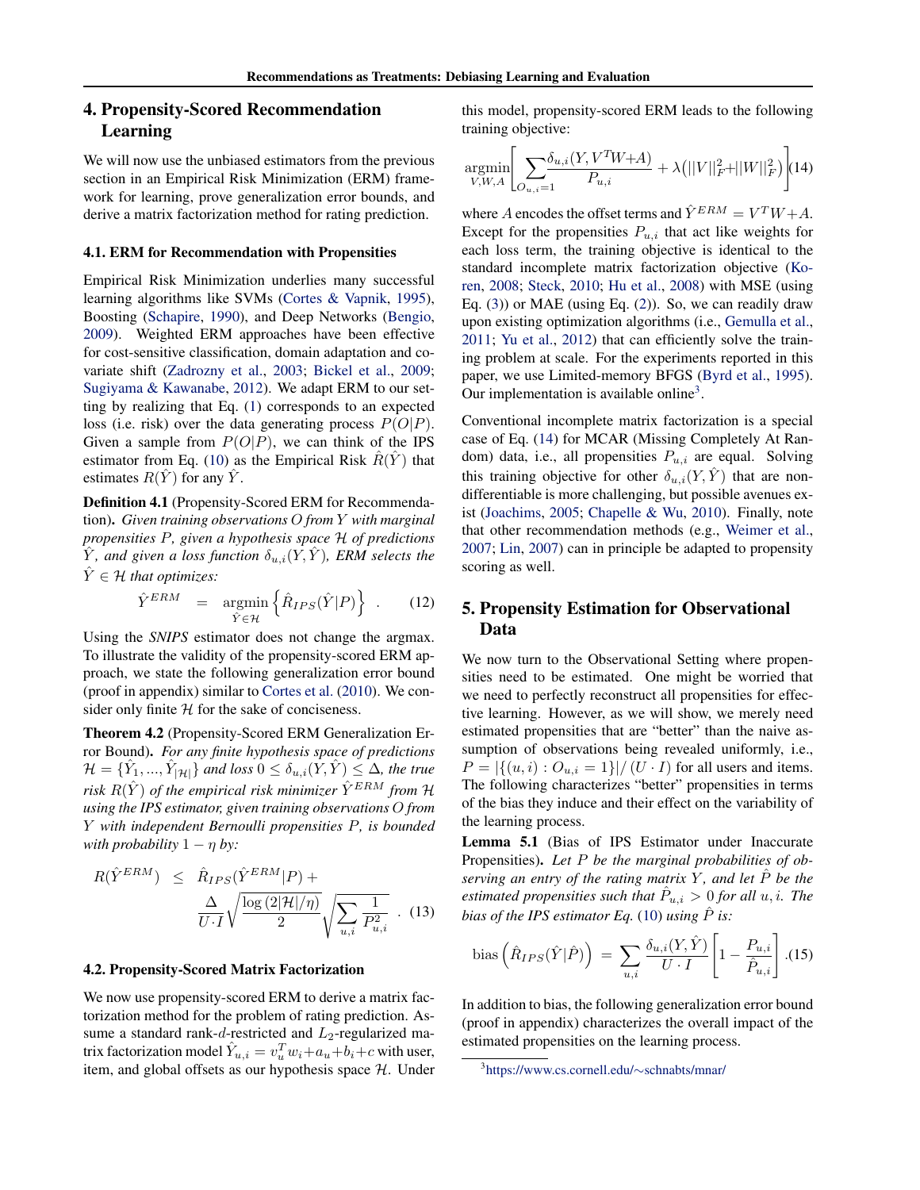## 4. Propensity-Scored Recommendation Learning

We will now use the unbiased estimators from the previous section in an Empirical Risk Minimization (ERM) framework for learning, prove generalization error bounds, and derive a matrix factorization method for rating prediction.

### 4.1. ERM for Recommendation with Propensities

Empirical Risk Minimization underlies many successful learning algorithms like SVMs (Cortes & Vapnik, 1995), Boosting (Schapire, 1990), and Deep Networks (Bengio, 2009). Weighted ERM approaches have been effective for cost-sensitive classification, domain adaptation and covariate shift (Zadrozny et al., 2003; Bickel et al., 2009; Sugiyama & Kawanabe, 2012). We adapt ERM to our setting by realizing that Eq. (1) corresponds to an expected loss (i.e. risk) over the data generating process $P(O|P)$. Given a sample from $P(O|P)$, we can think of the IPS estimator from Eq. (10) as the Empirical Risk $\hat{R}(\hat{Y})$ that estimates $R(\hat{Y})$ for any $\hat{Y}$.

**Definition 4.1** (Propensity-Scored ERM for Recommendation)**.** *Given training observations $O$ from $Y$ with marginal propensities $P$, given a hypothesis space $\mathcal{H}$ of predictions $\hat{Y}$, and given a loss function $\delta_{u,i}(Y, \hat{Y})$, ERM selects the $\hat{Y} \in \mathcal{H}$ that optimizes:*

$$\hat{Y}^{ERM} \;=\; \underset{\hat{Y} \in \mathcal{H}}{\operatorname{argmin}} \left\{ \hat{R}_{IPS}(\hat{Y}|P) \right\} \;. \tag{12}$$

Using the *SNIPS* estimator does not change the argmax. To illustrate the validity of the propensity-scored ERM approach, we state the following generalization error bound (proof in appendix) similar to Cortes et al. (2010). We consider only finite $\mathcal{H}$ for the sake of conciseness.

**Theorem 4.2** (Propensity-Scored ERM Generalization Error Bound)**.** *For any finite hypothesis space of predictions $\mathcal{H} = \{\hat{Y}_1, ..., \hat{Y}_{|\mathcal{H}|}\}$ and loss $0 \leq \delta_{u,i}(Y, \hat{Y}) \leq \Delta$, the true risk $R(\hat{Y})$ of the empirical risk minimizer $\hat{Y}^{ERM}$ from $\mathcal{H}$ using the IPS estimator, given training observations $O$ from $Y$ with independent Bernoulli propensities $P$, is bounded with probability $1 - \eta$ by:*

$$R(\hat{Y}^{ERM}) \;\leq\; \hat{R}_{IPS}(\hat{Y}^{ERM}|P) + \frac{\Delta}{U \cdot I}\sqrt{\frac{\log(2|\mathcal{H}|/\eta)}{2}}\sqrt{\sum_{u,i}\frac{1}{P_{u,i}^2}} \;. \tag{13}$$

### 4.2. Propensity-Scored Matrix Factorization

We now use propensity-scored ERM to derive a matrix factorization method for the problem of rating prediction. Assume a standard rank-$d$-restricted and $L_2$-regularized matrix factorization model $\hat{Y}_{u,i} = v_u^T w_i + a_u + b_i + c$ with user, item, and global offsets as our hypothesis space $\mathcal{H}$. Under this model, propensity-scored ERM leads to the following training objective:

$$\underset{V,W,A}{\operatorname{argmin}} \left[ \sum_{O_{u,i}=1} \frac{\delta_{u,i}(Y, V^T W + A)}{P_{u,i}} + \lambda \left( ||V||_F^2 + ||W||_F^2 \right) \right] \tag{14}$$

where $A$ encodes the offset terms and $\hat{Y}^{ERM} = V^T W + A$. Except for the propensities $P_{u,i}$ that act like weights for each loss term, the training objective is identical to the standard incomplete matrix factorization objective (Koren, 2008; Steck, 2010; Hu et al., 2008) with MSE (using Eq. (3)) or MAE (using Eq. (2)). So, we can readily draw upon existing optimization algorithms (i.e., Gemulla et al., 2011; Yu et al., 2012) that can efficiently solve the training problem at scale. For the experiments reported in this paper, we use Limited-memory BFGS (Byrd et al., 1995). Our implementation is available online[3].

Conventional incomplete matrix factorization is a special case of Eq. (14) for MCAR (Missing Completely At Random) data, i.e., all propensities $P_{u,i}$ are equal. Solving this training objective for other $\delta_{u,i}(Y, \hat{Y})$ that are non-differentiable is more challenging, but possible avenues exist (Joachims, 2005; Chapelle & Wu, 2010). Finally, note that other recommendation methods (e.g., Weimer et al., 2007; Lin, 2007) can in principle be adapted to propensity scoring as well.

## 5. Propensity Estimation for Observational Data

We now turn to the Observational Setting where propensities need to be estimated. One might be worried that we need to perfectly reconstruct all propensities for effective learning. However, as we will show, we merely need estimated propensities that are "better" than the naive assumption of observations being revealed uniformly, i.e., $P = |\{(u,i) : O_{u,i} = 1\}| / (U \cdot I)$ for all users and items. The following characterizes "better" propensities in terms of the bias they induce and their effect on the variability of the learning process.

**Lemma 5.1** (Bias of IPS Estimator under Inaccurate Propensities)**.** *Let $P$ be the marginal probabilities of observing an entry of the rating matrix $Y$, and let $\hat{P}$ be the estimated propensities such that $\hat{P}_{u,i} > 0$ for all $u, i$. The bias of the IPS estimator Eq. (10) using $\hat{P}$ is:*

$$\text{bias}\left(\hat{R}_{IPS}(\hat{Y}|\hat{P})\right) \;=\; \sum_{u,i} \frac{\delta_{u,i}(Y, \hat{Y})}{U \cdot I}\left[1 - \frac{P_{u,i}}{\hat{P}_{u,i}}\right]. \tag{15}$$

In addition to bias, the following generalization error bound (proof in appendix) characterizes the overall impact of the estimated propensities on the learning process.

[3] https://www.cs.cornell.edu/∼schnabts/mnar/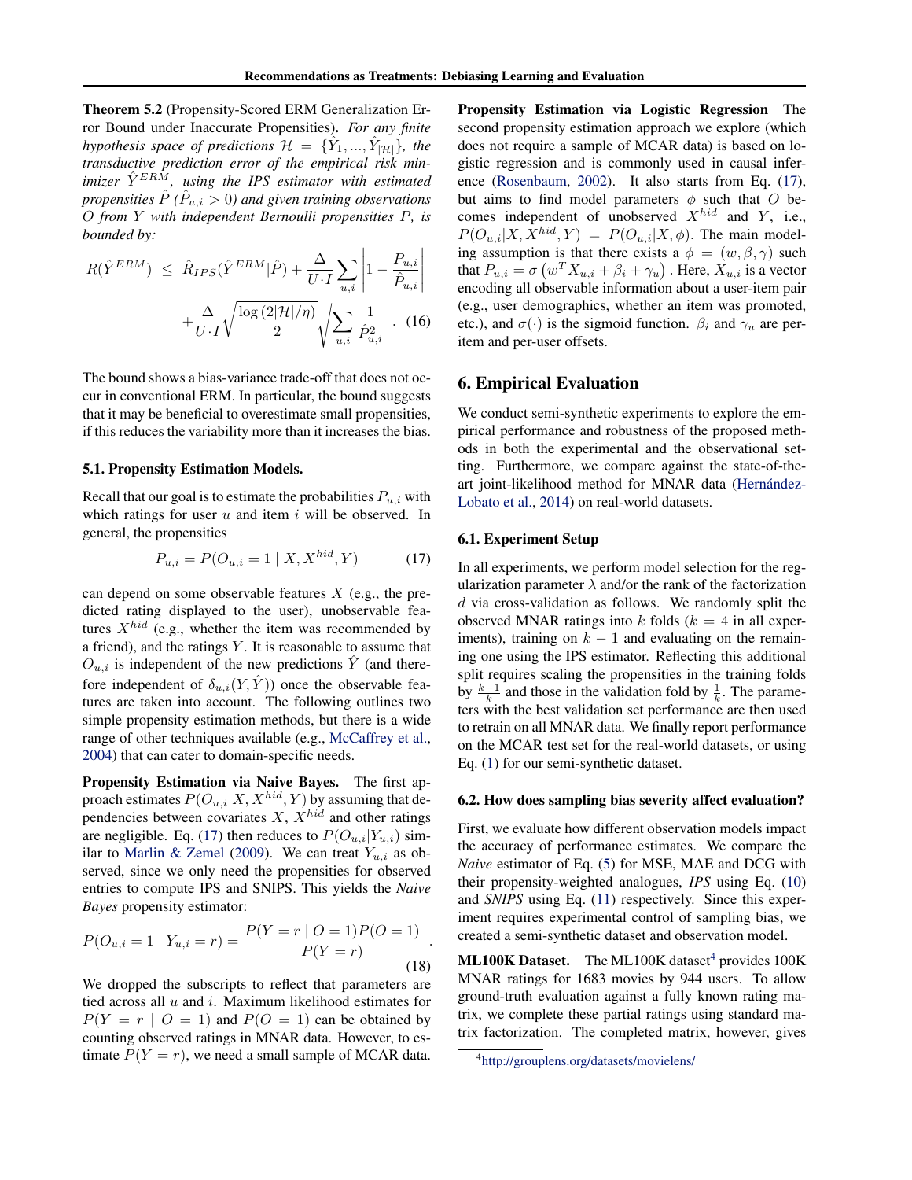**Theorem 5.2** (Propensity-Scored ERM Generalization Error Bound under Inaccurate Propensities)**.** *For any finite hypothesis space of predictions $\mathcal{H} = \{\hat{Y}_1, ..., \hat{Y}_{|\mathcal{H}|}\}$, the transductive prediction error of the empirical risk minimizer $\hat{Y}^{ERM}$, using the IPS estimator with estimated propensities $\hat{P}$ ($\hat{P}_{u,i} > 0$) and given training observations $O$ from $Y$ with independent Bernoulli propensities $P$, is bounded by:*

$$R(\hat{Y}^{ERM}) \;\leq\; \hat{R}_{IPS}(\hat{Y}^{ERM}|\hat{P}) + \frac{\Delta}{U \cdot I} \sum_{u,i} \left| 1 - \frac{P_{u,i}}{\hat{P}_{u,i}} \right| + \frac{\Delta}{U \cdot I} \sqrt{\frac{\log(2|\mathcal{H}|/\eta)}{2}} \sqrt{\sum_{u,i} \frac{1}{\hat{P}_{u,i}^2}} \;. \quad (16)$$

The bound shows a bias-variance trade-off that does not occur in conventional ERM. In particular, the bound suggests that it may be beneficial to overestimate small propensities, if this reduces the variability more than it increases the bias.

### 5.1. Propensity Estimation Models.

Recall that our goal is to estimate the probabilities $P_{u,i}$ with which ratings for user $u$ and item $i$ will be observed. In general, the propensities

$$P_{u,i} = P(O_{u,i} = 1 \mid X, X^{hid}, Y) \quad (17)$$

can depend on some observable features $X$ (e.g., the predicted rating displayed to the user), unobservable features $X^{hid}$ (e.g., whether the item was recommended by a friend), and the ratings $Y$. It is reasonable to assume that $O_{u,i}$ is independent of the new predictions $\hat{Y}$ (and therefore independent of $\delta_{u,i}(Y, \hat{Y})$) once the observable features are taken into account. The following outlines two simple propensity estimation methods, but there is a wide range of other techniques available (e.g., McCaffrey et al., 2004) that can cater to domain-specific needs.

**Propensity Estimation via Naive Bayes.** The first approach estimates $P(O_{u,i}|X, X^{hid}, Y)$ by assuming that dependencies between covariates $X$, $X^{hid}$ and other ratings are negligible. Eq. (17) then reduces to $P(O_{u,i}|Y_{u,i})$ similar to Marlin & Zemel (2009). We can treat $Y_{u,i}$ as observed, since we only need the propensities for observed entries to compute IPS and SNIPS. This yields the *Naive Bayes* propensity estimator:

$$P(O_{u,i} = 1 \mid Y_{u,i} = r) = \frac{P(Y = r \mid O = 1) P(O = 1)}{P(Y = r)} \;. \quad (18)$$

We dropped the subscripts to reflect that parameters are tied across all $u$ and $i$. Maximum likelihood estimates for $P(Y = r \mid O = 1)$ and $P(O = 1)$ can be obtained by counting observed ratings in MNAR data. However, to estimate $P(Y = r)$, we need a small sample of MCAR data.

**Propensity Estimation via Logistic Regression** The second propensity estimation approach we explore (which does not require a sample of MCAR data) is based on logistic regression and is commonly used in causal inference (Rosenbaum, 2002). It also starts from Eq. (17), but aims to find model parameters $\phi$ such that $O$ becomes independent of unobserved $X^{hid}$ and $Y$, i.e., $P(O_{u,i}|X, X^{hid}, Y) = P(O_{u,i}|X, \phi)$. The main modeling assumption is that there exists a $\phi = (w, \beta, \gamma)$ such that $P_{u,i} = \sigma\left(w^T X_{u,i} + \beta_i + \gamma_u\right)$. Here, $X_{u,i}$ is a vector encoding all observable information about a user-item pair (e.g., user demographics, whether an item was promoted, etc.), and $\sigma(\cdot)$ is the sigmoid function. $\beta_i$ and $\gamma_u$ are per-item and per-user offsets.

## 6. Empirical Evaluation

We conduct semi-synthetic experiments to explore the empirical performance and robustness of the proposed methods in both the experimental and the observational setting. Furthermore, we compare against the state-of-the-art joint-likelihood method for MNAR data (Hernández-Lobato et al., 2014) on real-world datasets.

### 6.1. Experiment Setup

In all experiments, we perform model selection for the regularization parameter $\lambda$ and/or the rank of the factorization $d$ via cross-validation as follows. We randomly split the observed MNAR ratings into $k$ folds ($k = 4$ in all experiments), training on $k - 1$ and evaluating on the remaining one using the IPS estimator. Reflecting this additional split requires scaling the propensities in the training folds by $\frac{k-1}{k}$ and those in the validation fold by $\frac{1}{k}$. The parameters with the best validation set performance are then used to retrain on all MNAR data. We finally report performance on the MCAR test set for the real-world datasets, or using Eq. (1) for our semi-synthetic dataset.

### 6.2. How does sampling bias severity affect evaluation?

First, we evaluate how different observation models impact the accuracy of performance estimates. We compare the *Naive* estimator of Eq. (5) for MSE, MAE and DCG with their propensity-weighted analogues, *IPS* using Eq. (10) and *SNIPS* using Eq. (11) respectively. Since this experiment requires experimental control of sampling bias, we created a semi-synthetic dataset and observation model.

**ML100K Dataset.** The ML100K dataset[4] provides 100K MNAR ratings for 1683 movies by 944 users. To allow ground-truth evaluation against a fully known rating matrix, we complete these partial ratings using standard matrix factorization. The completed matrix, however, gives

[4] http://grouplens.org/datasets/movielens/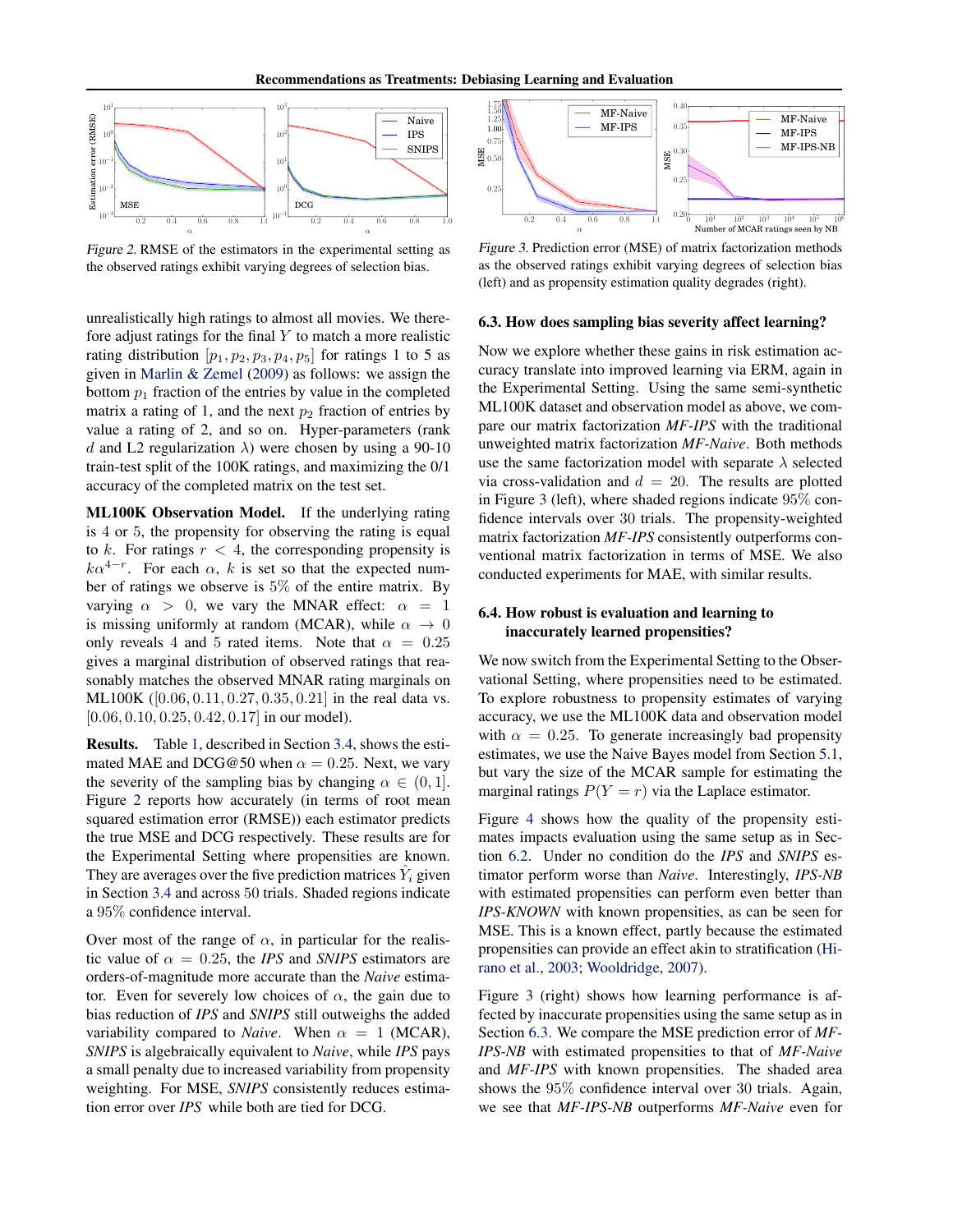Figure 2. RMSE of the estimators in the experimental setting as the observed ratings exhibit varying degrees of selection bias.

Figure 3. Prediction error (MSE) of matrix factorization methods as the observed ratings exhibit varying degrees of selection bias (left) and as propensity estimation quality degrades (right).

unrealistically high ratings to almost all movies. We therefore adjust ratings for the final $Y$ to match a more realistic rating distribution $[p_1, p_2, p_3, p_4, p_5]$ for ratings 1 to 5 as given in Marlin & Zemel (2009) as follows: we assign the bottom $p_1$ fraction of the entries by value in the completed matrix a rating of 1, and the next $p_2$ fraction of entries by value a rating of 2, and so on. Hyper-parameters (rank $d$ and L2 regularization $\lambda$) were chosen by using a 90-10 train-test split of the 100K ratings, and maximizing the 0/1 accuracy of the completed matrix on the test set.

**ML100K Observation Model.** If the underlying rating is 4 or 5, the propensity for observing the rating is equal to $k$. For ratings $r < 4$, the corresponding propensity is $k\alpha^{4-r}$. For each $\alpha$, $k$ is set so that the expected number of ratings we observe is 5% of the entire matrix. By varying $\alpha > 0$, we vary the MNAR effect: $\alpha = 1$ is missing uniformly at random (MCAR), while $\alpha \to 0$ only reveals 4 and 5 rated items. Note that $\alpha = 0.25$ gives a marginal distribution of observed ratings that reasonably matches the observed MNAR rating marginals on ML100K ($[0.06, 0.11, 0.27, 0.35, 0.21]$ in the real data vs. $[0.06, 0.10, 0.25, 0.42, 0.17]$ in our model).

**Results.** Table 1, described in Section 3.4, shows the estimated MAE and DCG@50 when $\alpha = 0.25$. Next, we vary the severity of the sampling bias by changing $\alpha \in (0, 1]$. Figure 2 reports how accurately (in terms of root mean squared estimation error (RMSE)) each estimator predicts the true MSE and DCG respectively. These results are for the Experimental Setting where propensities are known. They are averages over the five prediction matrices $\hat{Y}_i$ given in Section 3.4 and across 50 trials. Shaded regions indicate a 95% confidence interval.

Over most of the range of $\alpha$, in particular for the realistic value of $\alpha = 0.25$, the *IPS* and *SNIPS* estimators are orders-of-magnitude more accurate than the *Naive* estimator. Even for severely low choices of $\alpha$, the gain due to bias reduction of *IPS* and *SNIPS* still outweighs the added variability compared to *Naive*. When $\alpha = 1$ (MCAR), *SNIPS* is algebraically equivalent to *Naive*, while *IPS* pays a small penalty due to increased variability from propensity weighting. For MSE, *SNIPS* consistently reduces estimation error over *IPS* while both are tied for DCG.

### 6.3. How does sampling bias severity affect learning?

Now we explore whether these gains in risk estimation accuracy translate into improved learning via ERM, again in the Experimental Setting. Using the same semi-synthetic ML100K dataset and observation model as above, we compare our matrix factorization *MF-IPS* with the traditional unweighted matrix factorization *MF-Naive*. Both methods use the same factorization model with separate $\lambda$ selected via cross-validation and $d = 20$. The results are plotted in Figure 3 (left), where shaded regions indicate 95% confidence intervals over 30 trials. The propensity-weighted matrix factorization *MF-IPS* consistently outperforms conventional matrix factorization in terms of MSE. We also conducted experiments for MAE, with similar results.

### 6.4. How robust is evaluation and learning to inaccurately learned propensities?

We now switch from the Experimental Setting to the Observational Setting, where propensities need to be estimated. To explore robustness to propensity estimates of varying accuracy, we use the ML100K data and observation model with $\alpha = 0.25$. To generate increasingly bad propensity estimates, we use the Naive Bayes model from Section 5.1, but vary the size of the MCAR sample for estimating the marginal ratings $P(Y = r)$ via the Laplace estimator.

Figure 4 shows how the quality of the propensity estimates impacts evaluation using the same setup as in Section 6.2. Under no condition do the *IPS* and *SNIPS* estimator perform worse than *Naive*. Interestingly, *IPS-NB* with estimated propensities can perform even better than *IPS-KNOWN* with known propensities, as can be seen for MSE. This is a known effect, partly because the estimated propensities can provide an effect akin to stratification (Hirano et al., 2003; Wooldridge, 2007).

Figure 3 (right) shows how learning performance is affected by inaccurate propensities using the same setup as in Section 6.3. We compare the MSE prediction error of *MF-IPS-NB* with estimated propensities to that of *MF-Naive* and *MF-IPS* with known propensities. The shaded area shows the 95% confidence interval over 30 trials. Again, we see that *MF-IPS-NB* outperforms *MF-Naive* even for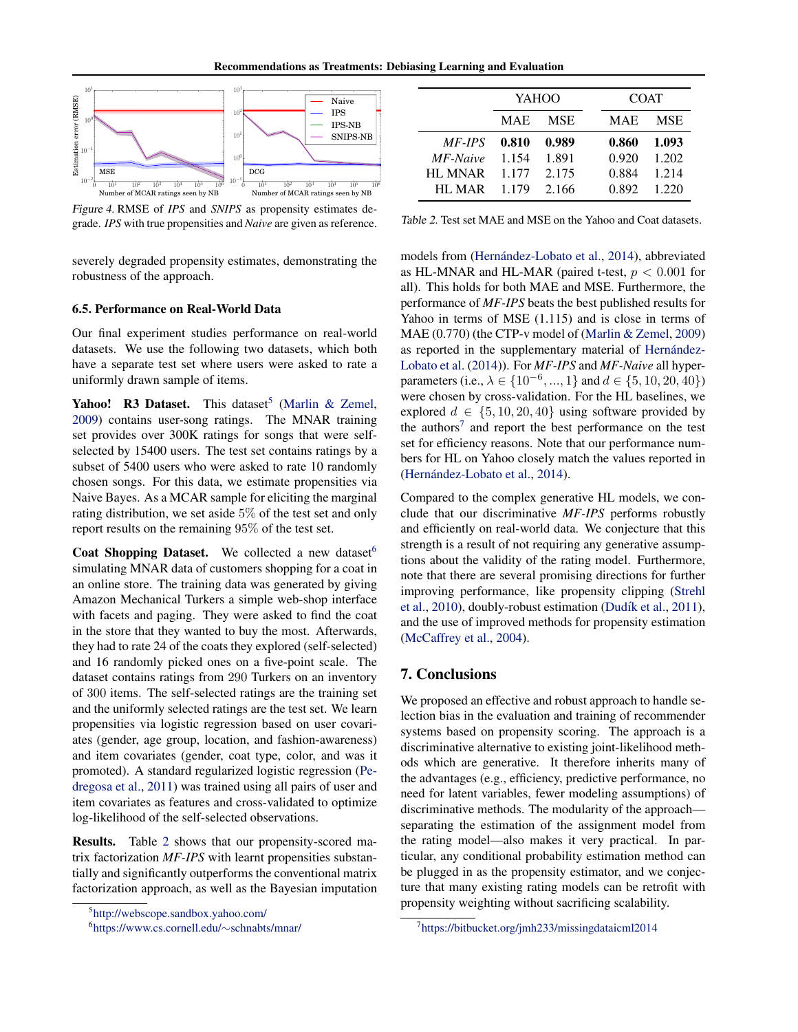Figure 4. RMSE of *IPS* and *SNIPS* as propensity estimates degrade. *IPS* with true propensities and *Naive* are given as reference.

severely degraded propensity estimates, demonstrating the robustness of the approach.

### 6.5. Performance on Real-World Data

Our final experiment studies performance on real-world datasets. We use the following two datasets, which both have a separate test set where users were asked to rate a uniformly drawn sample of items.

**Yahoo! R3 Dataset.** This dataset[5] (Marlin & Zemel, 2009) contains user-song ratings. The MNAR training set provides over 300K ratings for songs that were self-selected by 15400 users. The test set contains ratings by a subset of 5400 users who were asked to rate 10 randomly chosen songs. For this data, we estimate propensities via Naive Bayes. As a MCAR sample for eliciting the marginal rating distribution, we set aside $5\%$ of the test set and only report results on the remaining $95\%$ of the test set.

**Coat Shopping Dataset.** We collected a new dataset[6] simulating MNAR data of customers shopping for a coat in an online store. The training data was generated by giving Amazon Mechanical Turkers a simple web-shop interface with facets and paging. They were asked to find the coat in the store that they wanted to buy the most. Afterwards, they had to rate 24 of the coats they explored (self-selected) and 16 randomly picked ones on a five-point scale. The dataset contains ratings from 290 Turkers on an inventory of 300 items. The self-selected ratings are the training set and the uniformly selected ratings are the test set. We learn propensities via logistic regression based on user covariates (gender, age group, location, and fashion-awareness) and item covariates (gender, coat type, color, and was it promoted). A standard regularized logistic regression (Pedregosa et al., 2011) was trained using all pairs of user and item covariates as features and cross-validated to optimize log-likelihood of the self-selected observations.

**Results.** Table 2 shows that our propensity-scored matrix factorization *MF-IPS* with learnt propensities substantially and significantly outperforms the conventional matrix factorization approach, as well as the Bayesian imputation

| | YAHOO | | COAT | |
|---|---|---|---|---|
| | MAE | MSE | MAE | MSE |
| *MF-IPS* | **0.810** | **0.989** | **0.860** | **1.093** |
| *MF-Naive* | 1.154 | 1.891 | 0.920 | 1.202 |
| HL MNAR | 1.177 | 2.175 | 0.884 | 1.214 |
| HL MAR | 1.179 | 2.166 | 0.892 | 1.220 |

Table 2. Test set MAE and MSE on the Yahoo and Coat datasets.

models from (Hernández-Lobato et al., 2014), abbreviated as HL-MNAR and HL-MAR (paired t-test, $p < 0.001$ for all). This holds for both MAE and MSE. Furthermore, the performance of *MF-IPS* beats the best published results for Yahoo in terms of MSE (1.115) and is close in terms of MAE (0.770) (the CTP-v model of (Marlin & Zemel, 2009) as reported in the supplementary material of Hernández-Lobato et al. (2014)). For *MF-IPS* and *MF-Naive* all hyperparameters (i.e., $\lambda \in \{10^{-6}, ..., 1\}$ and $d \in \{5, 10, 20, 40\}$) were chosen by cross-validation. For the HL baselines, we explored $d \in \{5, 10, 20, 40\}$ using software provided by the authors[7] and report the best performance on the test set for efficiency reasons. Note that our performance numbers for HL on Yahoo closely match the values reported in (Hernández-Lobato et al., 2014).

Compared to the complex generative HL models, we conclude that our discriminative *MF-IPS* performs robustly and efficiently on real-world data. We conjecture that this strength is a result of not requiring any generative assumptions about the validity of the rating model. Furthermore, note that there are several promising directions for further improving performance, like propensity clipping (Strehl et al., 2010), doubly-robust estimation (Dudík et al., 2011), and the use of improved methods for propensity estimation (McCaffrey et al., 2004).

## 7. Conclusions

We proposed an effective and robust approach to handle selection bias in the evaluation and training of recommender systems based on propensity scoring. The approach is a discriminative alternative to existing joint-likelihood methods which are generative. It therefore inherits many of the advantages (e.g., efficiency, predictive performance, no need for latent variables, fewer modeling assumptions) of discriminative methods. The modularity of the approach—separating the estimation of the assignment model from the rating model—also makes it very practical. In particular, any conditional probability estimation method can be plugged in as the propensity estimator, and we conjecture that many existing rating models can be retrofit with propensity weighting without sacrificing scalability.

[5] http://webscope.sandbox.yahoo.com/

[6] https://www.cs.cornell.edu/~schnabts/mnar/

[7] https://bitbucket.org/jmh233/missingdataicml2014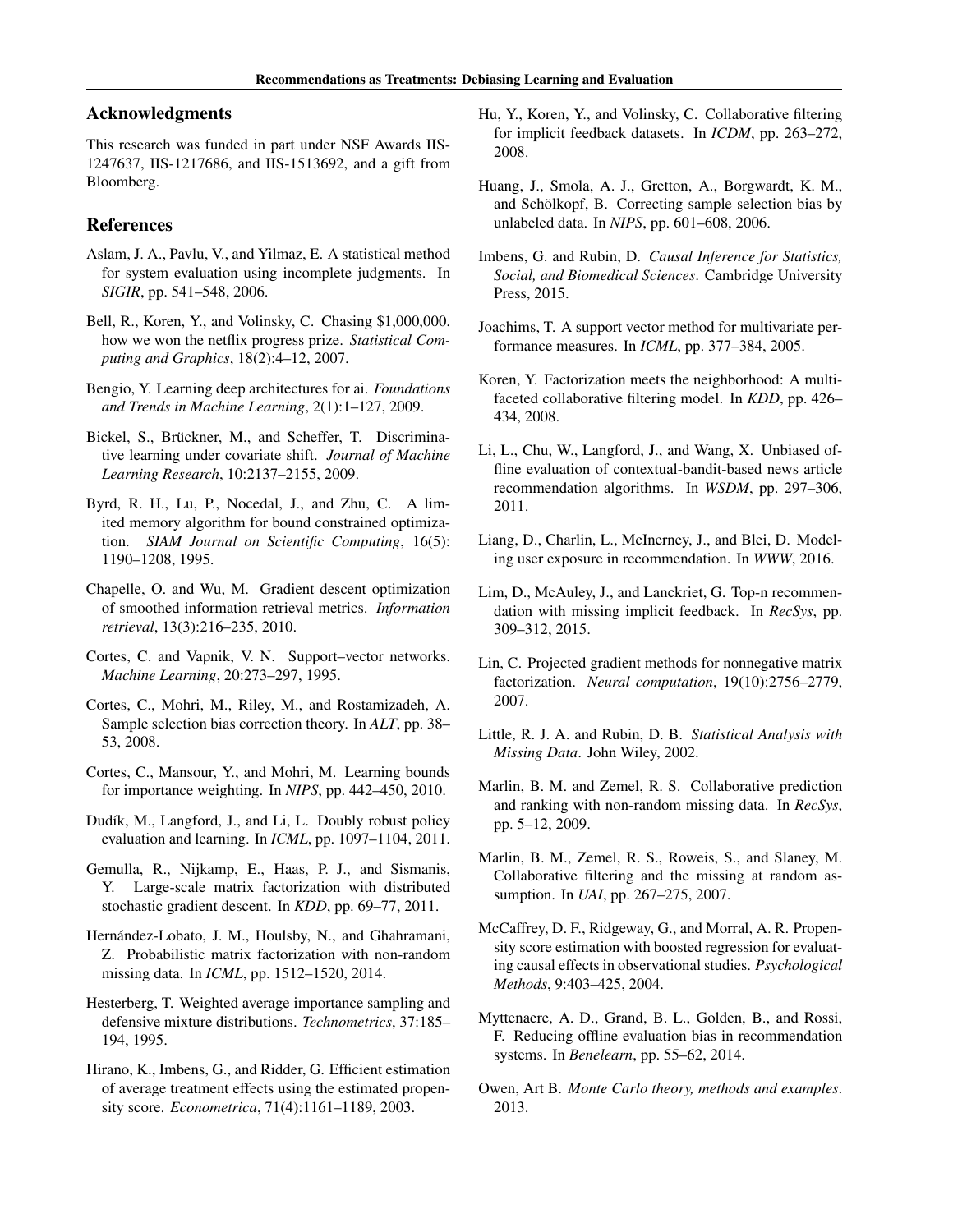## Acknowledgments

This research was funded in part under NSF Awards IIS-1247637, IIS-1217686, and IIS-1513692, and a gift from Bloomberg.

## References

Aslam, J. A., Pavlu, V., and Yilmaz, E. A statistical method for system evaluation using incomplete judgments. In *SIGIR*, pp. 541–548, 2006.

Bell, R., Koren, Y., and Volinsky, C. Chasing $1,000,000. how we won the netflix progress prize. *Statistical Computing and Graphics*, 18(2):4–12, 2007.

Bengio, Y. Learning deep architectures for ai. *Foundations and Trends in Machine Learning*, 2(1):1–127, 2009.

Bickel, S., Brückner, M., and Scheffer, T. Discriminative learning under covariate shift. *Journal of Machine Learning Research*, 10:2137–2155, 2009.

Byrd, R. H., Lu, P., Nocedal, J., and Zhu, C. A limited memory algorithm for bound constrained optimization. *SIAM Journal on Scientific Computing*, 16(5): 1190–1208, 1995.

Chapelle, O. and Wu, M. Gradient descent optimization of smoothed information retrieval metrics. *Information retrieval*, 13(3):216–235, 2010.

Cortes, C. and Vapnik, V. N. Support–vector networks. *Machine Learning*, 20:273–297, 1995.

Cortes, C., Mohri, M., Riley, M., and Rostamizadeh, A. Sample selection bias correction theory. In *ALT*, pp. 38–53, 2008.

Cortes, C., Mansour, Y., and Mohri, M. Learning bounds for importance weighting. In *NIPS*, pp. 442–450, 2010.

Dudík, M., Langford, J., and Li, L. Doubly robust policy evaluation and learning. In *ICML*, pp. 1097–1104, 2011.

Gemulla, R., Nijkamp, E., Haas, P. J., and Sismanis, Y. Large-scale matrix factorization with distributed stochastic gradient descent. In *KDD*, pp. 69–77, 2011.

Hernández-Lobato, J. M., Houlsby, N., and Ghahramani, Z. Probabilistic matrix factorization with non-random missing data. In *ICML*, pp. 1512–1520, 2014.

Hesterberg, T. Weighted average importance sampling and defensive mixture distributions. *Technometrics*, 37:185–194, 1995.

Hirano, K., Imbens, G., and Ridder, G. Efficient estimation of average treatment effects using the estimated propensity score. *Econometrica*, 71(4):1161–1189, 2003.

Hu, Y., Koren, Y., and Volinsky, C. Collaborative filtering for implicit feedback datasets. In *ICDM*, pp. 263–272, 2008.

Huang, J., Smola, A. J., Gretton, A., Borgwardt, K. M., and Schölkopf, B. Correcting sample selection bias by unlabeled data. In *NIPS*, pp. 601–608, 2006.

Imbens, G. and Rubin, D. *Causal Inference for Statistics, Social, and Biomedical Sciences*. Cambridge University Press, 2015.

Joachims, T. A support vector method for multivariate performance measures. In *ICML*, pp. 377–384, 2005.

Koren, Y. Factorization meets the neighborhood: A multifaceted collaborative filtering model. In *KDD*, pp. 426–434, 2008.

Li, L., Chu, W., Langford, J., and Wang, X. Unbiased offline evaluation of contextual-bandit-based news article recommendation algorithms. In *WSDM*, pp. 297–306, 2011.

Liang, D., Charlin, L., McInerney, J., and Blei, D. Modeling user exposure in recommendation. In *WWW*, 2016.

Lim, D., McAuley, J., and Lanckriet, G. Top-n recommendation with missing implicit feedback. In *RecSys*, pp. 309–312, 2015.

Lin, C. Projected gradient methods for nonnegative matrix factorization. *Neural computation*, 19(10):2756–2779, 2007.

Little, R. J. A. and Rubin, D. B. *Statistical Analysis with Missing Data*. John Wiley, 2002.

Marlin, B. M. and Zemel, R. S. Collaborative prediction and ranking with non-random missing data. In *RecSys*, pp. 5–12, 2009.

Marlin, B. M., Zemel, R. S., Roweis, S., and Slaney, M. Collaborative filtering and the missing at random assumption. In *UAI*, pp. 267–275, 2007.

McCaffrey, D. F., Ridgeway, G., and Morral, A. R. Propensity score estimation with boosted regression for evaluating causal effects in observational studies. *Psychological Methods*, 9:403–425, 2004.

Myttenaere, A. D., Grand, B. L., Golden, B., and Rossi, F. Reducing offline evaluation bias in recommendation systems. In *Benelearn*, pp. 55–62, 2014.

Owen, Art B. *Monte Carlo theory, methods and examples*. 2013.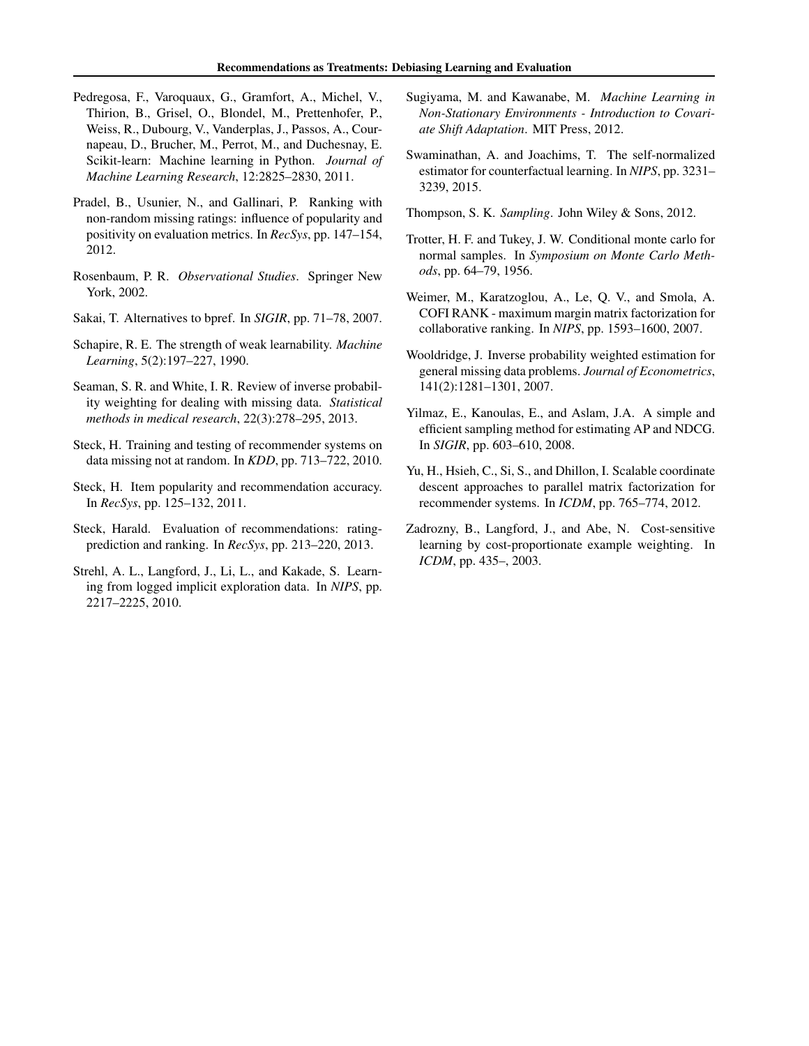Pedregosa, F., Varoquaux, G., Gramfort, A., Michel, V., Thirion, B., Grisel, O., Blondel, M., Prettenhofer, P., Weiss, R., Dubourg, V., Vanderplas, J., Passos, A., Cournapeau, D., Brucher, M., Perrot, M., and Duchesnay, E. Scikit-learn: Machine learning in Python. *Journal of Machine Learning Research*, 12:2825–2830, 2011.

Pradel, B., Usunier, N., and Gallinari, P. Ranking with non-random missing ratings: influence of popularity and positivity on evaluation metrics. In *RecSys*, pp. 147–154, 2012.

Rosenbaum, P. R. *Observational Studies*. Springer New York, 2002.

Sakai, T. Alternatives to bpref. In *SIGIR*, pp. 71–78, 2007.

Schapire, R. E. The strength of weak learnability. *Machine Learning*, 5(2):197–227, 1990.

Seaman, S. R. and White, I. R. Review of inverse probability weighting for dealing with missing data. *Statistical methods in medical research*, 22(3):278–295, 2013.

Steck, H. Training and testing of recommender systems on data missing not at random. In *KDD*, pp. 713–722, 2010.

Steck, H. Item popularity and recommendation accuracy. In *RecSys*, pp. 125–132, 2011.

Steck, Harald. Evaluation of recommendations: rating-prediction and ranking. In *RecSys*, pp. 213–220, 2013.

Strehl, A. L., Langford, J., Li, L., and Kakade, S. Learning from logged implicit exploration data. In *NIPS*, pp. 2217–2225, 2010.

Sugiyama, M. and Kawanabe, M. *Machine Learning in Non-Stationary Environments - Introduction to Covariate Shift Adaptation*. MIT Press, 2012.

Swaminathan, A. and Joachims, T. The self-normalized estimator for counterfactual learning. In *NIPS*, pp. 3231–3239, 2015.

Thompson, S. K. *Sampling*. John Wiley & Sons, 2012.

Trotter, H. F. and Tukey, J. W. Conditional monte carlo for normal samples. In *Symposium on Monte Carlo Methods*, pp. 64–79, 1956.

Weimer, M., Karatzoglou, A., Le, Q. V., and Smola, A. COFI RANK - maximum margin matrix factorization for collaborative ranking. In *NIPS*, pp. 1593–1600, 2007.

Wooldridge, J. Inverse probability weighted estimation for general missing data problems. *Journal of Econometrics*, 141(2):1281–1301, 2007.

Yilmaz, E., Kanoulas, E., and Aslam, J.A. A simple and efficient sampling method for estimating AP and NDCG. In *SIGIR*, pp. 603–610, 2008.

Yu, H., Hsieh, C., Si, S., and Dhillon, I. Scalable coordinate descent approaches to parallel matrix factorization for recommender systems. In *ICDM*, pp. 765–774, 2012.

Zadrozny, B., Langford, J., and Abe, N. Cost-sensitive learning by cost-proportionate example weighting. In *ICDM*, pp. 435–, 2003.